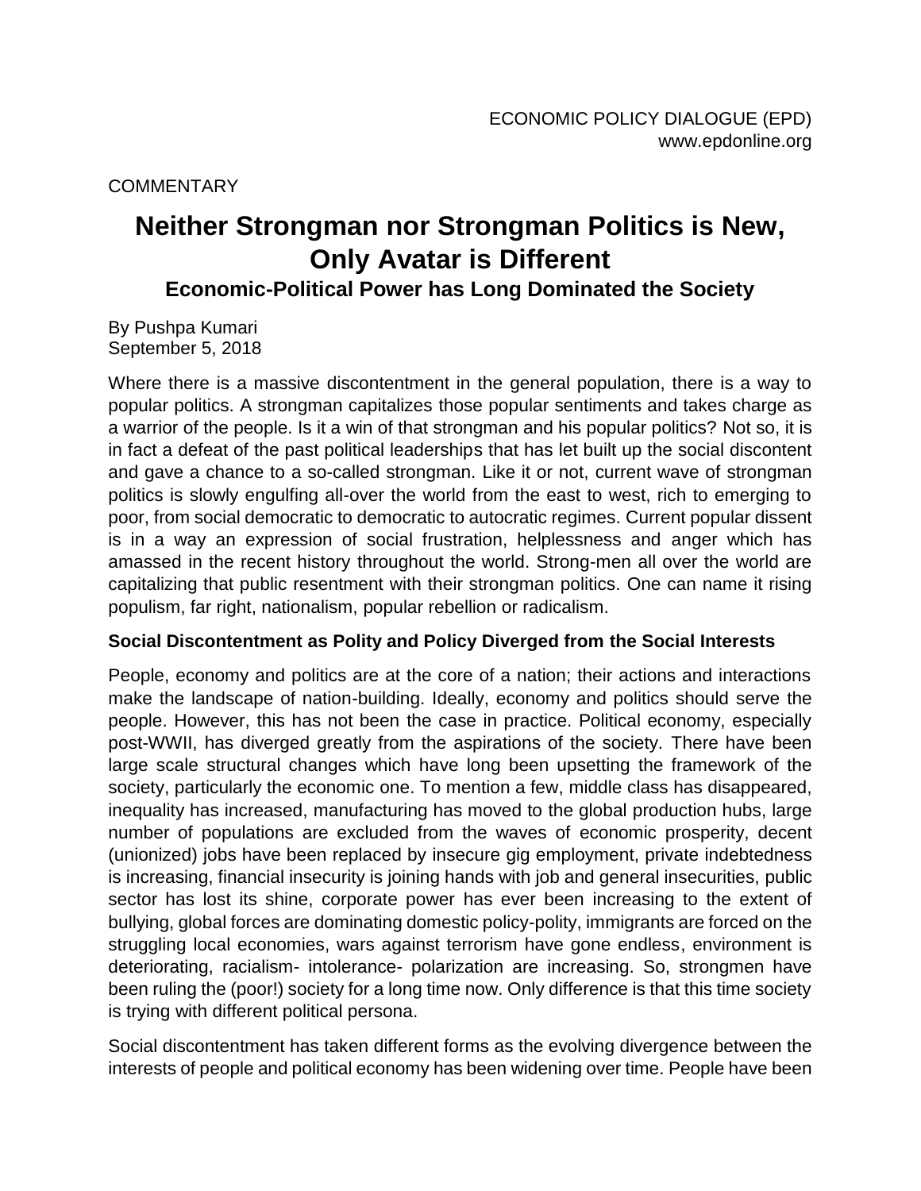ECONOMIC POLICY DIALOGUE (EPD)
www.epdonline.org

COMMENTARY

# Neither Strongman nor Strongman Politics is New, Only Avatar is Different

## Economic-Political Power has Long Dominated the Society

By Pushpa Kumari
September 5, 2018

Where there is a massive discontentment in the general population, there is a way to popular politics. A strongman capitalizes those popular sentiments and takes charge as a warrior of the people. Is it a win of that strongman and his popular politics? Not so, it is in fact a defeat of the past political leaderships that has let built up the social discontent and gave a chance to a so-called strongman. Like it or not, current wave of strongman politics is slowly engulfing all-over the world from the east to west, rich to emerging to poor, from social democratic to democratic to autocratic regimes. Current popular dissent is in a way an expression of social frustration, helplessness and anger which has amassed in the recent history throughout the world. Strong-men all over the world are capitalizing that public resentment with their strongman politics. One can name it rising populism, far right, nationalism, popular rebellion or radicalism.

### Social Discontentment as Polity and Policy Diverged from the Social Interests

People, economy and politics are at the core of a nation; their actions and interactions make the landscape of nation-building. Ideally, economy and politics should serve the people. However, this has not been the case in practice. Political economy, especially post-WWII, has diverged greatly from the aspirations of the society. There have been large scale structural changes which have long been upsetting the framework of the society, particularly the economic one. To mention a few, middle class has disappeared, inequality has increased, manufacturing has moved to the global production hubs, large number of populations are excluded from the waves of economic prosperity, decent (unionized) jobs have been replaced by insecure gig employment, private indebtedness is increasing, financial insecurity is joining hands with job and general insecurities, public sector has lost its shine, corporate power has ever been increasing to the extent of bullying, global forces are dominating domestic policy-polity, immigrants are forced on the struggling local economies, wars against terrorism have gone endless, environment is deteriorating, racialism- intolerance- polarization are increasing. So, strongmen have been ruling the (poor!) society for a long time now. Only difference is that this time society is trying with different political persona.

Social discontentment has taken different forms as the evolving divergence between the interests of people and political economy has been widening over time. People have been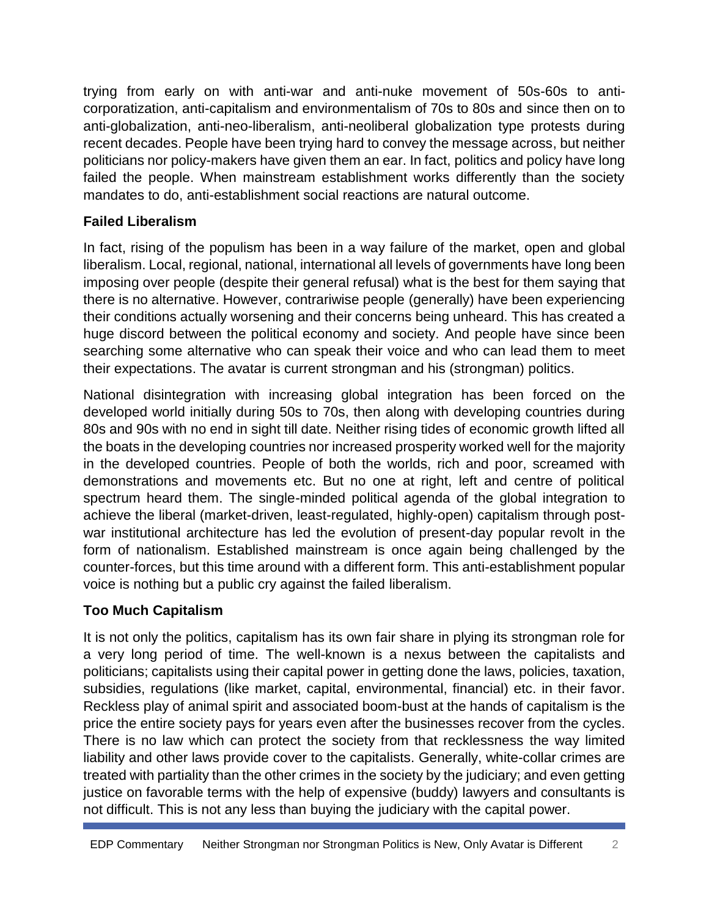trying from early on with anti-war and anti-nuke movement of 50s-60s to anti-corporatization, anti-capitalism and environmentalism of 70s to 80s and since then on to anti-globalization, anti-neo-liberalism, anti-neoliberal globalization type protests during recent decades. People have been trying hard to convey the message across, but neither politicians nor policy-makers have given them an ear. In fact, politics and policy have long failed the people. When mainstream establishment works differently than the society mandates to do, anti-establishment social reactions are natural outcome.

### Failed Liberalism

In fact, rising of the populism has been in a way failure of the market, open and global liberalism. Local, regional, national, international all levels of governments have long been imposing over people (despite their general refusal) what is the best for them saying that there is no alternative. However, contrariwise people (generally) have been experiencing their conditions actually worsening and their concerns being unheard. This has created a huge discord between the political economy and society. And people have since been searching some alternative who can speak their voice and who can lead them to meet their expectations. The avatar is current strongman and his (strongman) politics.

National disintegration with increasing global integration has been forced on the developed world initially during 50s to 70s, then along with developing countries during 80s and 90s with no end in sight till date. Neither rising tides of economic growth lifted all the boats in the developing countries nor increased prosperity worked well for the majority in the developed countries. People of both the worlds, rich and poor, screamed with demonstrations and movements etc. But no one at right, left and centre of political spectrum heard them. The single-minded political agenda of the global integration to achieve the liberal (market-driven, least-regulated, highly-open) capitalism through post-war institutional architecture has led the evolution of present-day popular revolt in the form of nationalism. Established mainstream is once again being challenged by the counter-forces, but this time around with a different form. This anti-establishment popular voice is nothing but a public cry against the failed liberalism.

### Too Much Capitalism

It is not only the politics, capitalism has its own fair share in plying its strongman role for a very long period of time. The well-known is a nexus between the capitalists and politicians; capitalists using their capital power in getting done the laws, policies, taxation, subsidies, regulations (like market, capital, environmental, financial) etc. in their favor. Reckless play of animal spirit and associated boom-bust at the hands of capitalism is the price the entire society pays for years even after the businesses recover from the cycles. There is no law which can protect the society from that recklessness the way limited liability and other laws provide cover to the capitalists. Generally, white-collar crimes are treated with partiality than the other crimes in the society by the judiciary; and even getting justice on favorable terms with the help of expensive (buddy) lawyers and consultants is not difficult. This is not any less than buying the judiciary with the capital power.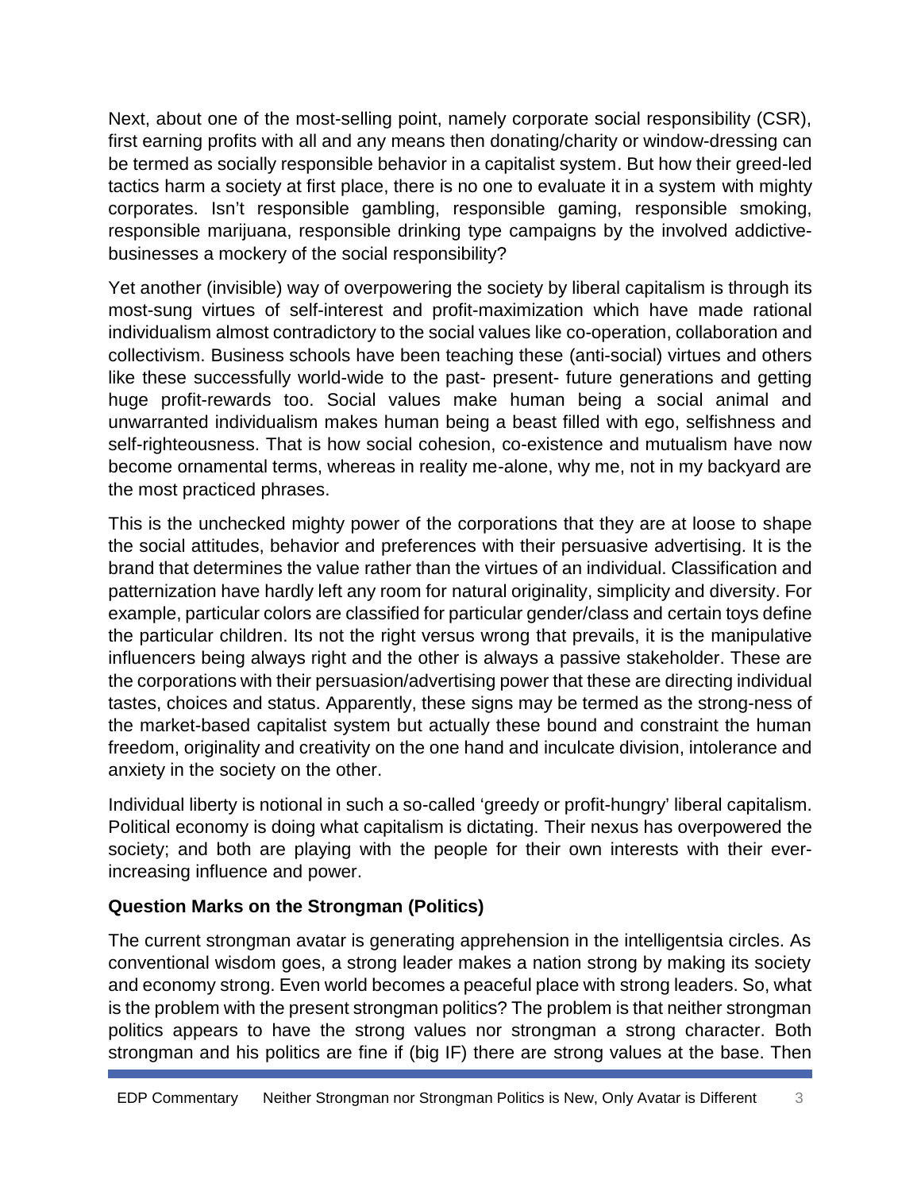Next, about one of the most-selling point, namely corporate social responsibility (CSR), first earning profits with all and any means then donating/charity or window-dressing can be termed as socially responsible behavior in a capitalist system. But how their greed-led tactics harm a society at first place, there is no one to evaluate it in a system with mighty corporates. Isn't responsible gambling, responsible gaming, responsible smoking, responsible marijuana, responsible drinking type campaigns by the involved addictive-businesses a mockery of the social responsibility?

Yet another (invisible) way of overpowering the society by liberal capitalism is through its most-sung virtues of self-interest and profit-maximization which have made rational individualism almost contradictory to the social values like co-operation, collaboration and collectivism. Business schools have been teaching these (anti-social) virtues and others like these successfully world-wide to the past- present- future generations and getting huge profit-rewards too. Social values make human being a social animal and unwarranted individualism makes human being a beast filled with ego, selfishness and self-righteousness. That is how social cohesion, co-existence and mutualism have now become ornamental terms, whereas in reality me-alone, why me, not in my backyard are the most practiced phrases.

This is the unchecked mighty power of the corporations that they are at loose to shape the social attitudes, behavior and preferences with their persuasive advertising. It is the brand that determines the value rather than the virtues of an individual. Classification and patternization have hardly left any room for natural originality, simplicity and diversity. For example, particular colors are classified for particular gender/class and certain toys define the particular children. Its not the right versus wrong that prevails, it is the manipulative influencers being always right and the other is always a passive stakeholder. These are the corporations with their persuasion/advertising power that these are directing individual tastes, choices and status. Apparently, these signs may be termed as the strong-ness of the market-based capitalist system but actually these bound and constraint the human freedom, originality and creativity on the one hand and inculcate division, intolerance and anxiety in the society on the other.

Individual liberty is notional in such a so-called 'greedy or profit-hungry' liberal capitalism. Political economy is doing what capitalism is dictating. Their nexus has overpowered the society; and both are playing with the people for their own interests with their ever-increasing influence and power.

**Question Marks on the Strongman (Politics)**

The current strongman avatar is generating apprehension in the intelligentsia circles. As conventional wisdom goes, a strong leader makes a nation strong by making its society and economy strong. Even world becomes a peaceful place with strong leaders. So, what is the problem with the present strongman politics? The problem is that neither strongman politics appears to have the strong values nor strongman a strong character. Both strongman and his politics are fine if (big IF) there are strong values at the base. Then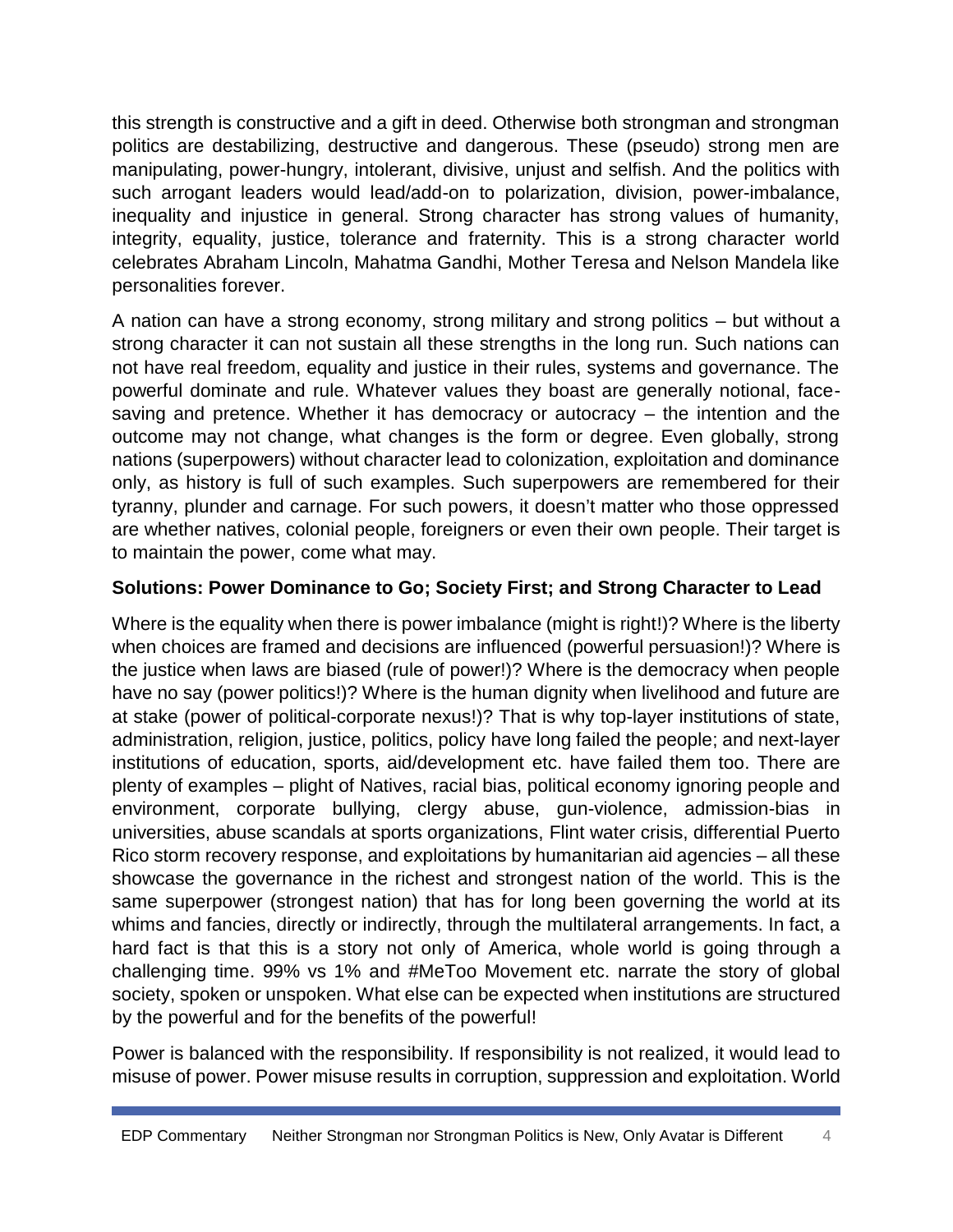this strength is constructive and a gift in deed. Otherwise both strongman and strongman politics are destabilizing, destructive and dangerous. These (pseudo) strong men are manipulating, power-hungry, intolerant, divisive, unjust and selfish. And the politics with such arrogant leaders would lead/add-on to polarization, division, power-imbalance, inequality and injustice in general. Strong character has strong values of humanity, integrity, equality, justice, tolerance and fraternity. This is a strong character world celebrates Abraham Lincoln, Mahatma Gandhi, Mother Teresa and Nelson Mandela like personalities forever.

A nation can have a strong economy, strong military and strong politics – but without a strong character it can not sustain all these strengths in the long run. Such nations can not have real freedom, equality and justice in their rules, systems and governance. The powerful dominate and rule. Whatever values they boast are generally notional, face-saving and pretence. Whether it has democracy or autocracy – the intention and the outcome may not change, what changes is the form or degree. Even globally, strong nations (superpowers) without character lead to colonization, exploitation and dominance only, as history is full of such examples. Such superpowers are remembered for their tyranny, plunder and carnage. For such powers, it doesn't matter who those oppressed are whether natives, colonial people, foreigners or even their own people. Their target is to maintain the power, come what may.

### Solutions: Power Dominance to Go; Society First; and Strong Character to Lead

Where is the equality when there is power imbalance (might is right!)? Where is the liberty when choices are framed and decisions are influenced (powerful persuasion!)? Where is the justice when laws are biased (rule of power!)? Where is the democracy when people have no say (power politics!)? Where is the human dignity when livelihood and future are at stake (power of political-corporate nexus!)? That is why top-layer institutions of state, administration, religion, justice, politics, policy have long failed the people; and next-layer institutions of education, sports, aid/development etc. have failed them too. There are plenty of examples – plight of Natives, racial bias, political economy ignoring people and environment, corporate bullying, clergy abuse, gun-violence, admission-bias in universities, abuse scandals at sports organizations, Flint water crisis, differential Puerto Rico storm recovery response, and exploitations by humanitarian aid agencies – all these showcase the governance in the richest and strongest nation of the world. This is the same superpower (strongest nation) that has for long been governing the world at its whims and fancies, directly or indirectly, through the multilateral arrangements. In fact, a hard fact is that this is a story not only of America, whole world is going through a challenging time. 99% vs 1% and #MeToo Movement etc. narrate the story of global society, spoken or unspoken. What else can be expected when institutions are structured by the powerful and for the benefits of the powerful!

Power is balanced with the responsibility. If responsibility is not realized, it would lead to misuse of power. Power misuse results in corruption, suppression and exploitation. World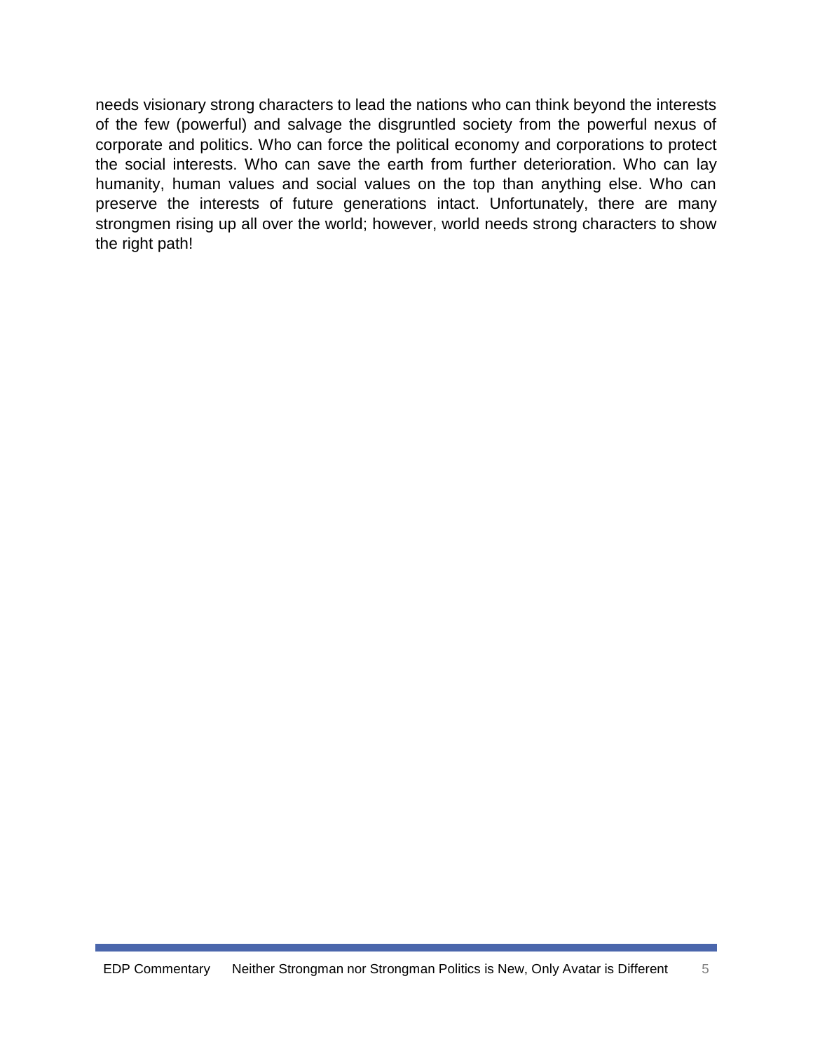needs visionary strong characters to lead the nations who can think beyond the interests of the few (powerful) and salvage the disgruntled society from the powerful nexus of corporate and politics. Who can force the political economy and corporations to protect the social interests. Who can save the earth from further deterioration. Who can lay humanity, human values and social values on the top than anything else. Who can preserve the interests of future generations intact. Unfortunately, there are many strongmen rising up all over the world; however, world needs strong characters to show the right path!